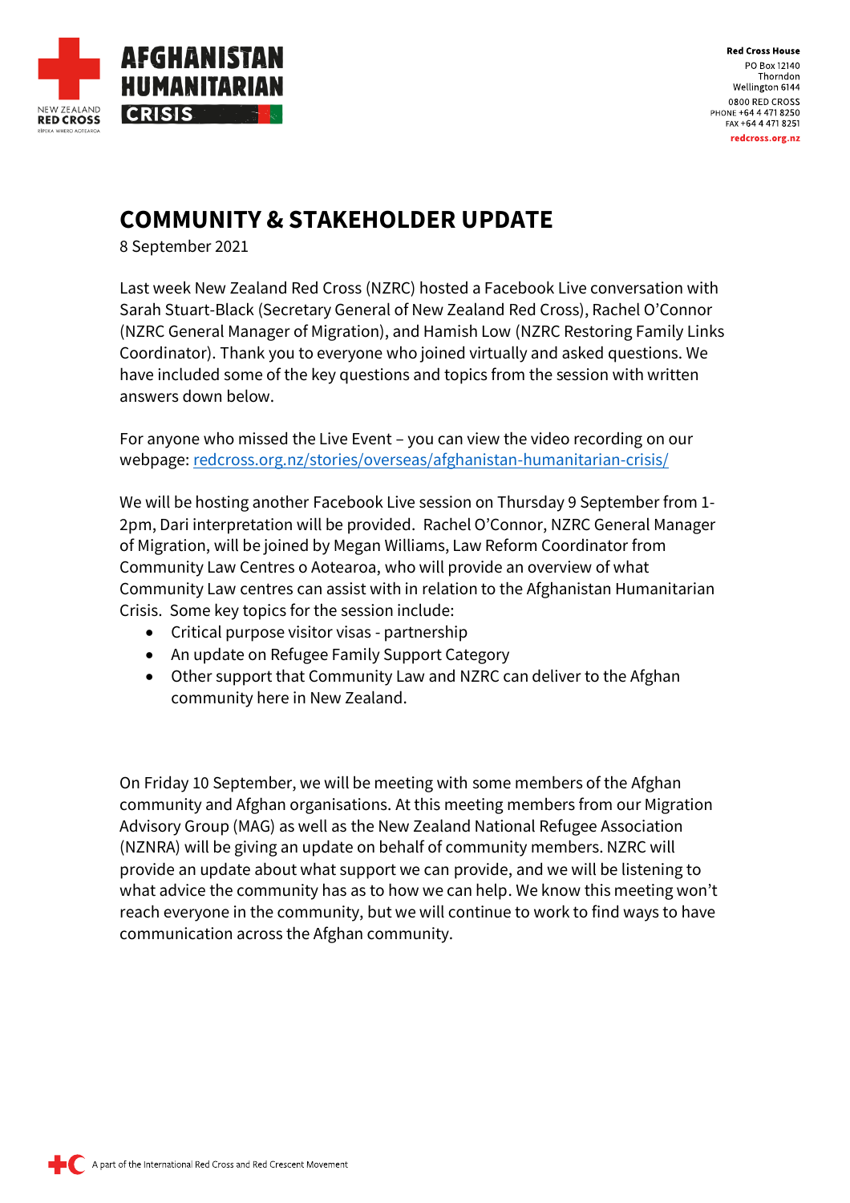# COMMUNITY & STAKEHOLDER UPDATE

8 September 2021

Last week New Zealand Red Cross (NZRC) hosted a Facebook Live conversation with Sarah Stuart-Black (Secretary General of New Zealand Red Cross), Rachel O'Connor (NZRC General Manager of Migration), and Hamish Low (NZRC Restoring Family Links Coordinator). Thank you to everyone who joined virtually and asked questions. We have included some of the key questions and topics from the session with written answers down below.

For anyone who missed the Live Event – you can view the video recording on our webpage: [redcross.org.nz/stories/overseas/afghanistan-humanitarian-crisis/](redcross.org.nz/stories/overseas/afghanistan-humanitarian-crisis/)

We will be hosting another Facebook Live session on Thursday 9 September from 1-2pm, Dari interpretation will be provided. Rachel O'Connor, NZRC General Manager of Migration, will be joined by Megan Williams, Law Reform Coordinator from Community Law Centres o Aotearoa, who will provide an overview of what Community Law centres can assist with in relation to the Afghanistan Humanitarian Crisis. Some key topics for the session include:

- Critical purpose visitor visas - partnership
- An update on Refugee Family Support Category
- Other support that Community Law and NZRC can deliver to the Afghan community here in New Zealand.

On Friday 10 September, we will be meeting with some members of the Afghan community and Afghan organisations. At this meeting members from our Migration Advisory Group (MAG) as well as the New Zealand National Refugee Association (NZNRA) will be giving an update on behalf of community members. NZRC will provide an update about what support we can provide, and we will be listening to what advice the community has as to how we can help. We know this meeting won't reach everyone in the community, but we will continue to work to find ways to have communication across the Afghan community.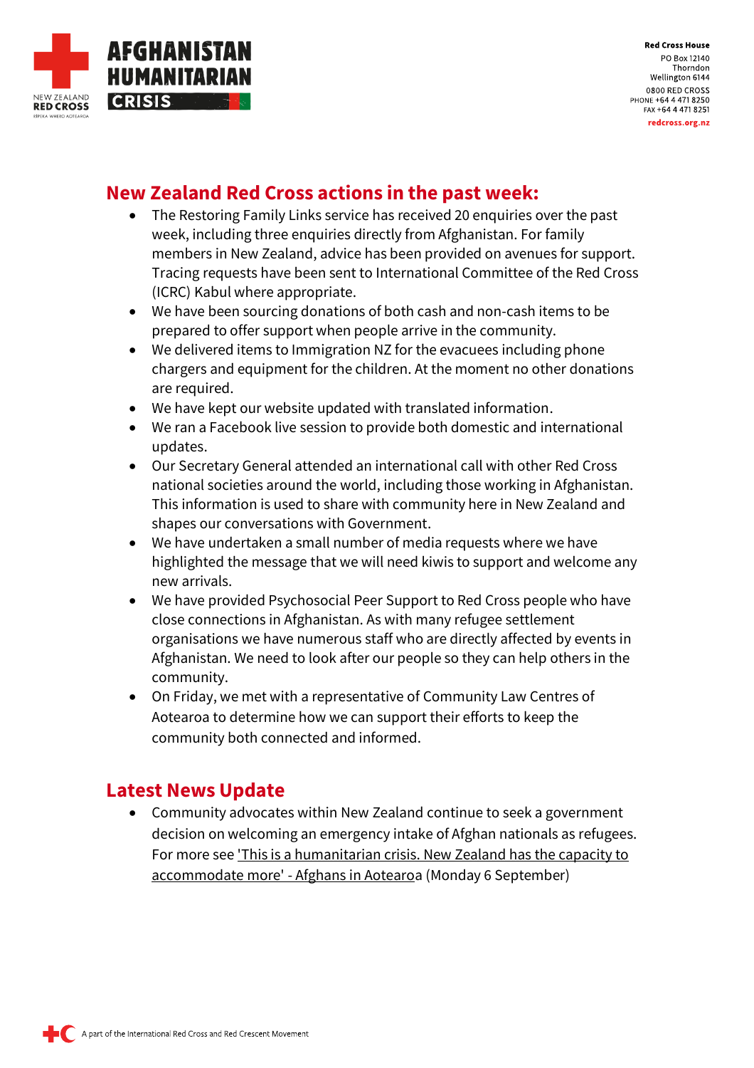## New Zealand Red Cross actions in the past week:

- The Restoring Family Links service has received 20 enquiries over the past week, including three enquiries directly from Afghanistan. For family members in New Zealand, advice has been provided on avenues for support. Tracing requests have been sent to International Committee of the Red Cross (ICRC) Kabul where appropriate.
- We have been sourcing donations of both cash and non-cash items to be prepared to offer support when people arrive in the community.
- We delivered items to Immigration NZ for the evacuees including phone chargers and equipment for the children. At the moment no other donations are required.
- We have kept our website updated with translated information.
- We ran a Facebook live session to provide both domestic and international updates.
- Our Secretary General attended an international call with other Red Cross national societies around the world, including those working in Afghanistan. This information is used to share with community here in New Zealand and shapes our conversations with Government.
- We have undertaken a small number of media requests where we have highlighted the message that we will need kiwis to support and welcome any new arrivals.
- We have provided Psychosocial Peer Support to Red Cross people who have close connections in Afghanistan. As with many refugee settlement organisations we have numerous staff who are directly affected by events in Afghanistan. We need to look after our people so they can help others in the community.
- On Friday, we met with a representative of Community Law Centres of Aotearoa to determine how we can support their efforts to keep the community both connected and informed.

## Latest News Update

- Community advocates within New Zealand continue to seek a government decision on welcoming an emergency intake of Afghan nationals as refugees. For more see 'This is a humanitarian crisis. New Zealand has the capacity to accommodate more' - Afghans in Aotearoa (Monday 6 September)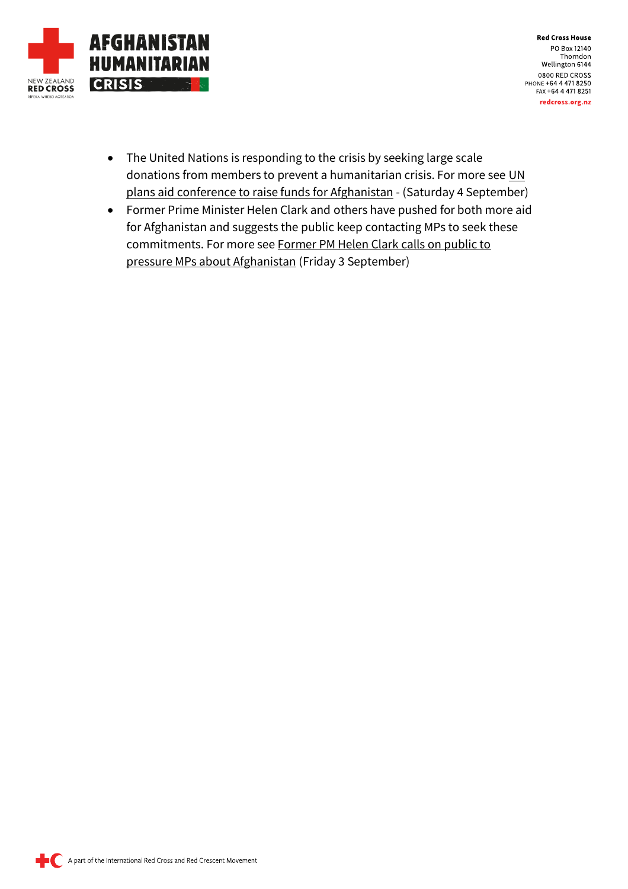- The United Nations is responding to the crisis by seeking large scale donations from members to prevent a humanitarian crisis. For more see UN plans aid conference to raise funds for Afghanistan - (Saturday 4 September)
- Former Prime Minister Helen Clark and others have pushed for both more aid for Afghanistan and suggests the public keep contacting MPs to seek these commitments. For more see Former PM Helen Clark calls on public to pressure MPs about Afghanistan (Friday 3 September)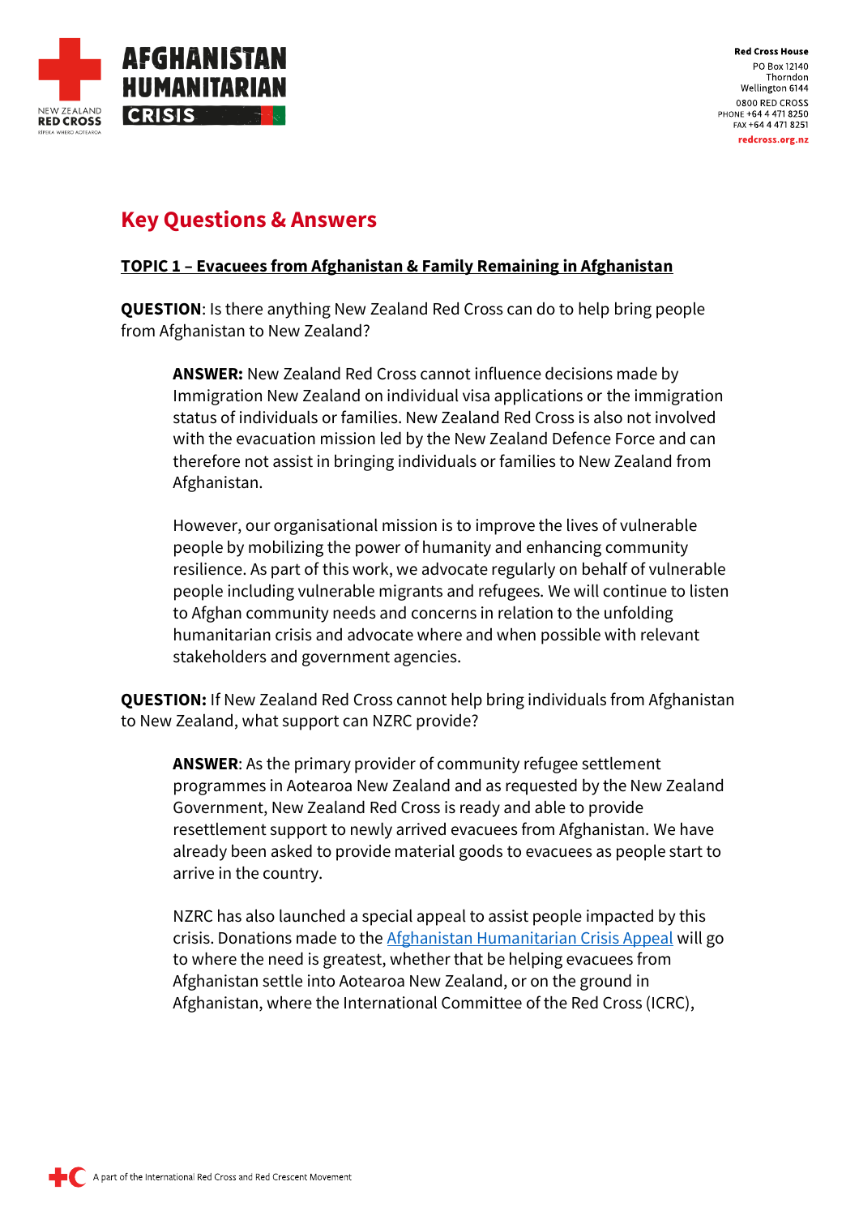## Key Questions & Answers

**TOPIC 1 – Evacuees from Afghanistan & Family Remaining in Afghanistan**

**QUESTION**: Is there anything New Zealand Red Cross can do to help bring people from Afghanistan to New Zealand?

> **ANSWER:** New Zealand Red Cross cannot influence decisions made by Immigration New Zealand on individual visa applications or the immigration status of individuals or families. New Zealand Red Cross is also not involved with the evacuation mission led by the New Zealand Defence Force and can therefore not assist in bringing individuals or families to New Zealand from Afghanistan.
>
> However, our organisational mission is to improve the lives of vulnerable people by mobilizing the power of humanity and enhancing community resilience. As part of this work, we advocate regularly on behalf of vulnerable people including vulnerable migrants and refugees. We will continue to listen to Afghan community needs and concerns in relation to the unfolding humanitarian crisis and advocate where and when possible with relevant stakeholders and government agencies.

**QUESTION:** If New Zealand Red Cross cannot help bring individuals from Afghanistan to New Zealand, what support can NZRC provide?

> **ANSWER**: As the primary provider of community refugee settlement programmes in Aotearoa New Zealand and as requested by the New Zealand Government, New Zealand Red Cross is ready and able to provide resettlement support to newly arrived evacuees from Afghanistan. We have already been asked to provide material goods to evacuees as people start to arrive in the country.
>
> NZRC has also launched a special appeal to assist people impacted by this crisis. Donations made to the Afghanistan Humanitarian Crisis Appeal will go to where the need is greatest, whether that be helping evacuees from Afghanistan settle into Aotearoa New Zealand, or on the ground in Afghanistan, where the International Committee of the Red Cross (ICRC),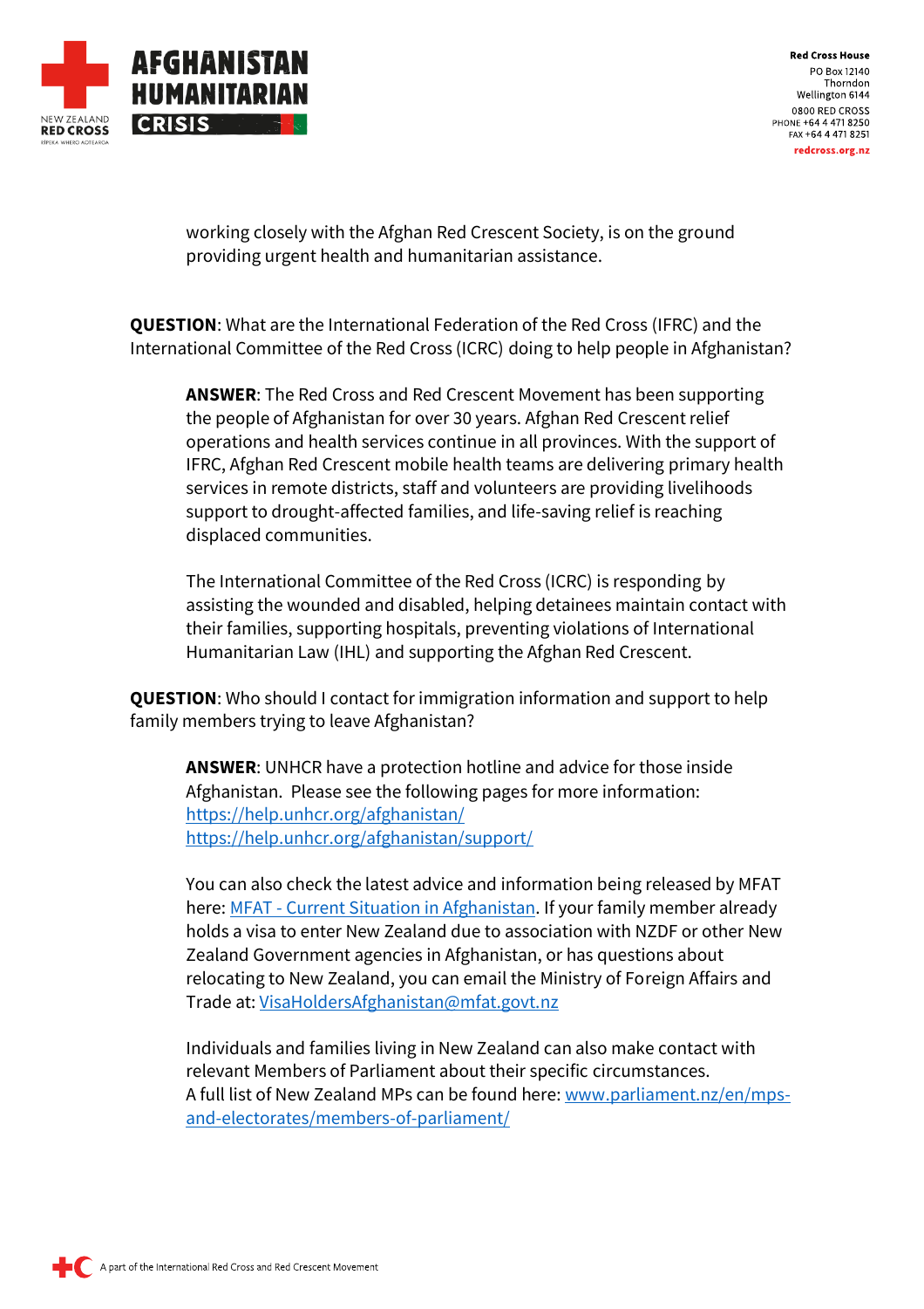working closely with the Afghan Red Crescent Society, is on the ground providing urgent health and humanitarian assistance.

**QUESTION**: What are the International Federation of the Red Cross (IFRC) and the International Committee of the Red Cross (ICRC) doing to help people in Afghanistan?

**ANSWER**: The Red Cross and Red Crescent Movement has been supporting the people of Afghanistan for over 30 years. Afghan Red Crescent relief operations and health services continue in all provinces. With the support of IFRC, Afghan Red Crescent mobile health teams are delivering primary health services in remote districts, staff and volunteers are providing livelihoods support to drought-affected families, and life-saving relief is reaching displaced communities.

The International Committee of the Red Cross (ICRC) is responding by assisting the wounded and disabled, helping detainees maintain contact with their families, supporting hospitals, preventing violations of International Humanitarian Law (IHL) and supporting the Afghan Red Crescent.

**QUESTION**: Who should I contact for immigration information and support to help family members trying to leave Afghanistan?

**ANSWER**: UNHCR have a protection hotline and advice for those inside Afghanistan. Please see the following pages for more information:
https://help.unhcr.org/afghanistan/
https://help.unhcr.org/afghanistan/support/

You can also check the latest advice and information being released by MFAT here: MFAT - Current Situation in Afghanistan. If your family member already holds a visa to enter New Zealand due to association with NZDF or other New Zealand Government agencies in Afghanistan, or has questions about relocating to New Zealand, you can email the Ministry of Foreign Affairs and Trade at: VisaHoldersAfghanistan@mfat.govt.nz

Individuals and families living in New Zealand can also make contact with relevant Members of Parliament about their specific circumstances.
A full list of New Zealand MPs can be found here: www.parliament.nz/en/mps-and-electorates/members-of-parliament/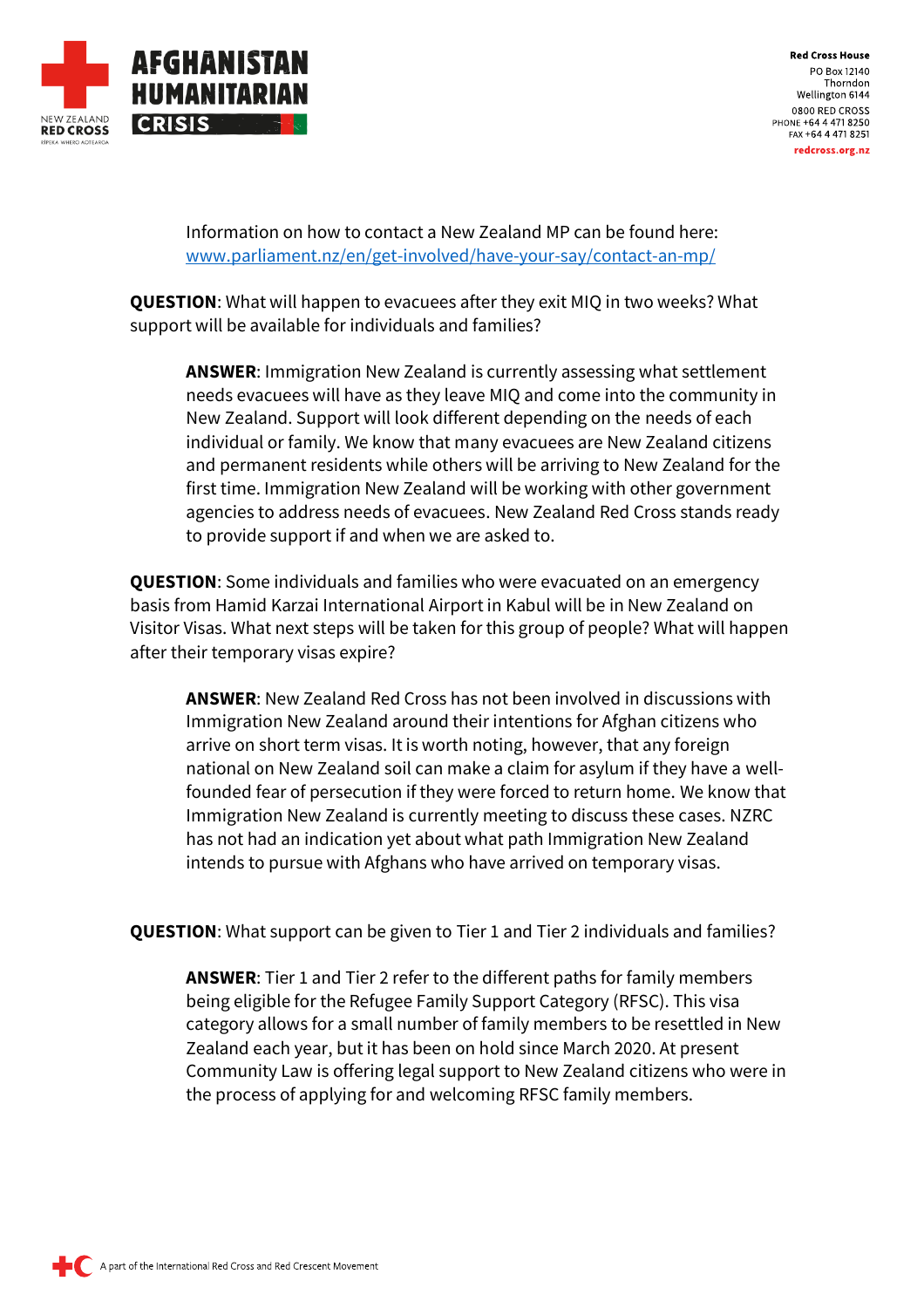Information on how to contact a New Zealand MP can be found here: [www.parliament.nz/en/get-involved/have-your-say/contact-an-mp/](http://www.parliament.nz/en/get-involved/have-your-say/contact-an-mp/)

**QUESTION**: What will happen to evacuees after they exit MIQ in two weeks? What support will be available for individuals and families?

> **ANSWER**: Immigration New Zealand is currently assessing what settlement needs evacuees will have as they leave MIQ and come into the community in New Zealand. Support will look different depending on the needs of each individual or family. We know that many evacuees are New Zealand citizens and permanent residents while others will be arriving to New Zealand for the first time. Immigration New Zealand will be working with other government agencies to address needs of evacuees. New Zealand Red Cross stands ready to provide support if and when we are asked to.

**QUESTION**: Some individuals and families who were evacuated on an emergency basis from Hamid Karzai International Airport in Kabul will be in New Zealand on Visitor Visas. What next steps will be taken for this group of people? What will happen after their temporary visas expire?

> **ANSWER**: New Zealand Red Cross has not been involved in discussions with Immigration New Zealand around their intentions for Afghan citizens who arrive on short term visas. It is worth noting, however, that any foreign national on New Zealand soil can make a claim for asylum if they have a well-founded fear of persecution if they were forced to return home. We know that Immigration New Zealand is currently meeting to discuss these cases. NZRC has not had an indication yet about what path Immigration New Zealand intends to pursue with Afghans who have arrived on temporary visas.

**QUESTION**: What support can be given to Tier 1 and Tier 2 individuals and families?

> **ANSWER**: Tier 1 and Tier 2 refer to the different paths for family members being eligible for the Refugee Family Support Category (RFSC). This visa category allows for a small number of family members to be resettled in New Zealand each year, but it has been on hold since March 2020. At present Community Law is offering legal support to New Zealand citizens who were in the process of applying for and welcoming RFSC family members.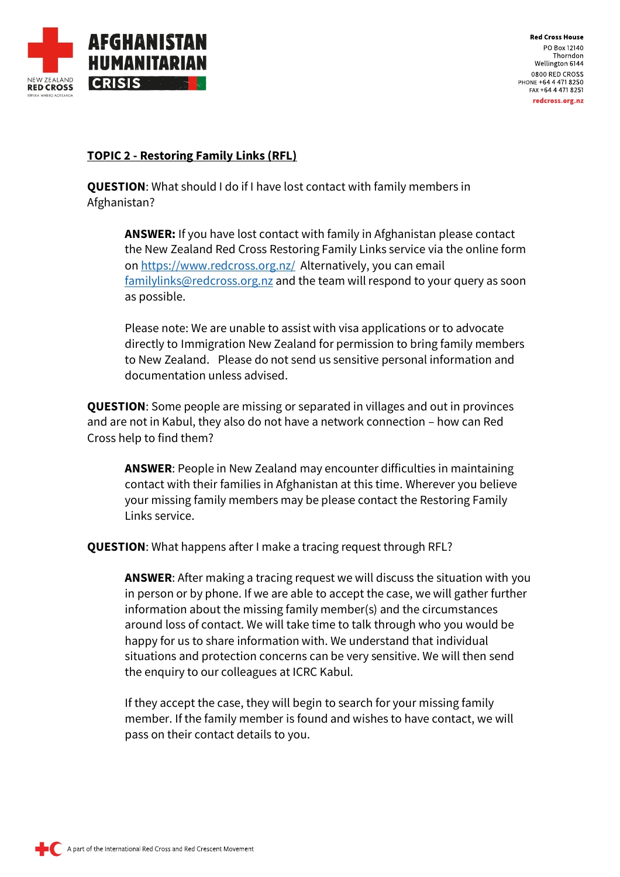## TOPIC 2 - Restoring Family Links (RFL)

**QUESTION**: What should I do if I have lost contact with family members in Afghanistan?

> **ANSWER:** If you have lost contact with family in Afghanistan please contact the New Zealand Red Cross Restoring Family Links service via the online form on [https://www.redcross.org.nz/](https://www.redcross.org.nz/) Alternatively, you can email [familylinks@redcross.org.nz](mailto:familylinks@redcross.org.nz) and the team will respond to your query as soon as possible.
>
> Please note: We are unable to assist with visa applications or to advocate directly to Immigration New Zealand for permission to bring family members to New Zealand. Please do not send us sensitive personal information and documentation unless advised.

**QUESTION**: Some people are missing or separated in villages and out in provinces and are not in Kabul, they also do not have a network connection – how can Red Cross help to find them?

> **ANSWER**: People in New Zealand may encounter difficulties in maintaining contact with their families in Afghanistan at this time. Wherever you believe your missing family members may be please contact the Restoring Family Links service.

**QUESTION**: What happens after I make a tracing request through RFL?

> **ANSWER**: After making a tracing request we will discuss the situation with you in person or by phone. If we are able to accept the case, we will gather further information about the missing family member(s) and the circumstances around loss of contact. We will take time to talk through who you would be happy for us to share information with. We understand that individual situations and protection concerns can be very sensitive. We will then send the enquiry to our colleagues at ICRC Kabul.
>
> If they accept the case, they will begin to search for your missing family member. If the family member is found and wishes to have contact, we will pass on their contact details to you.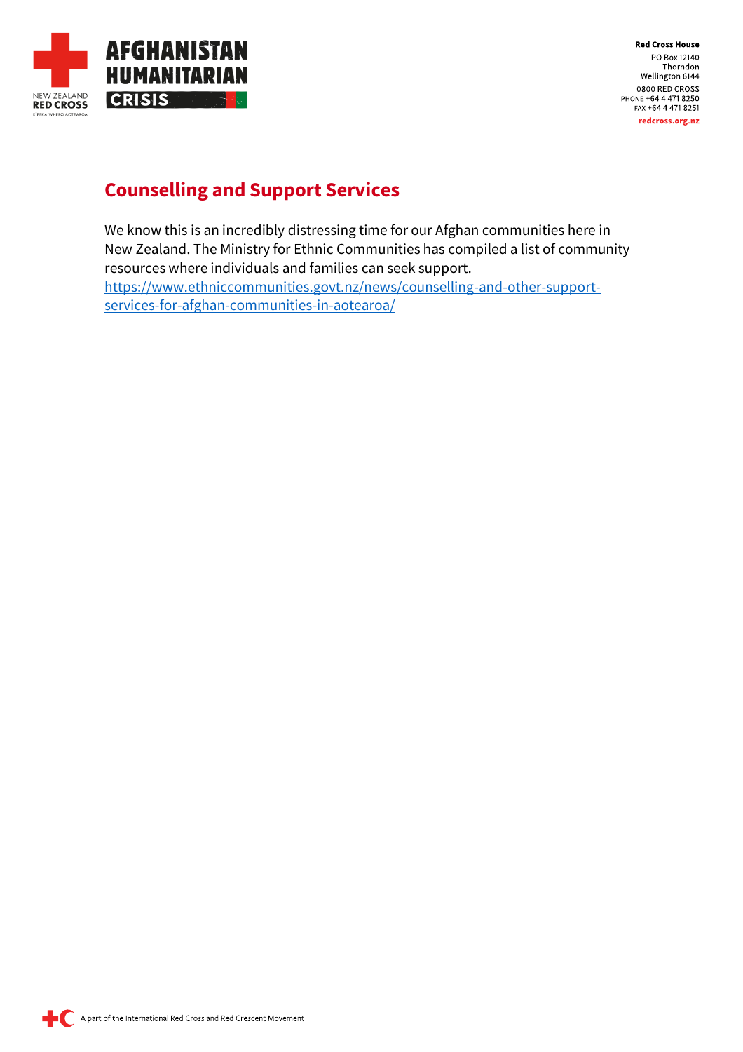## Counselling and Support Services

We know this is an incredibly distressing time for our Afghan communities here in New Zealand. The Ministry for Ethnic Communities has compiled a list of community resources where individuals and families can seek support.
https://www.ethniccommunities.govt.nz/news/counselling-and-other-support-services-for-afghan-communities-in-aotearoa/